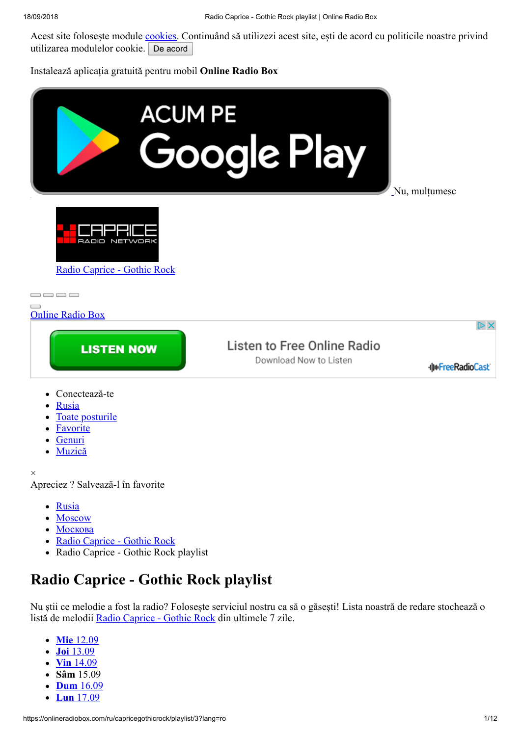Acest site folosește module cookies. Continuând să utilizezi acest site, ești de acord cu politicile noastre privind utilizarea modulelor cookie. De acord

Instalează aplicația gratuită pentru mobil **Online Radio Box**

ACUM PE Google Play Nu, mulțumesc

Radio Caprice - Gothic Rock

Online Radio Box

LISTEN NOW Listen to Free Online Radio Download Now to Listen FreeRadioCast

- Conectează-te
- Rusia
- Toate posturile
- Favorite
- Genuri
- Muzică

×

Apreciez ? Salvează-l în favorite

- Rusia
- Moscow
- Москва
- Radio Caprice - Gothic Rock
- Radio Caprice - Gothic Rock playlist

# Radio Caprice - Gothic Rock playlist

Nu știi ce melodie a fost la radio? Folosește serviciul nostru ca să o găsești! Lista noastră de redare stochează o listă de melodii Radio Caprice - Gothic Rock din ultimele 7 zile.

- **Mie** 12.09
- **Joi** 13.09
- **Vin** 14.09
- **Sâm** 15.09
- **Dum** 16.09
- **Lun** 17.09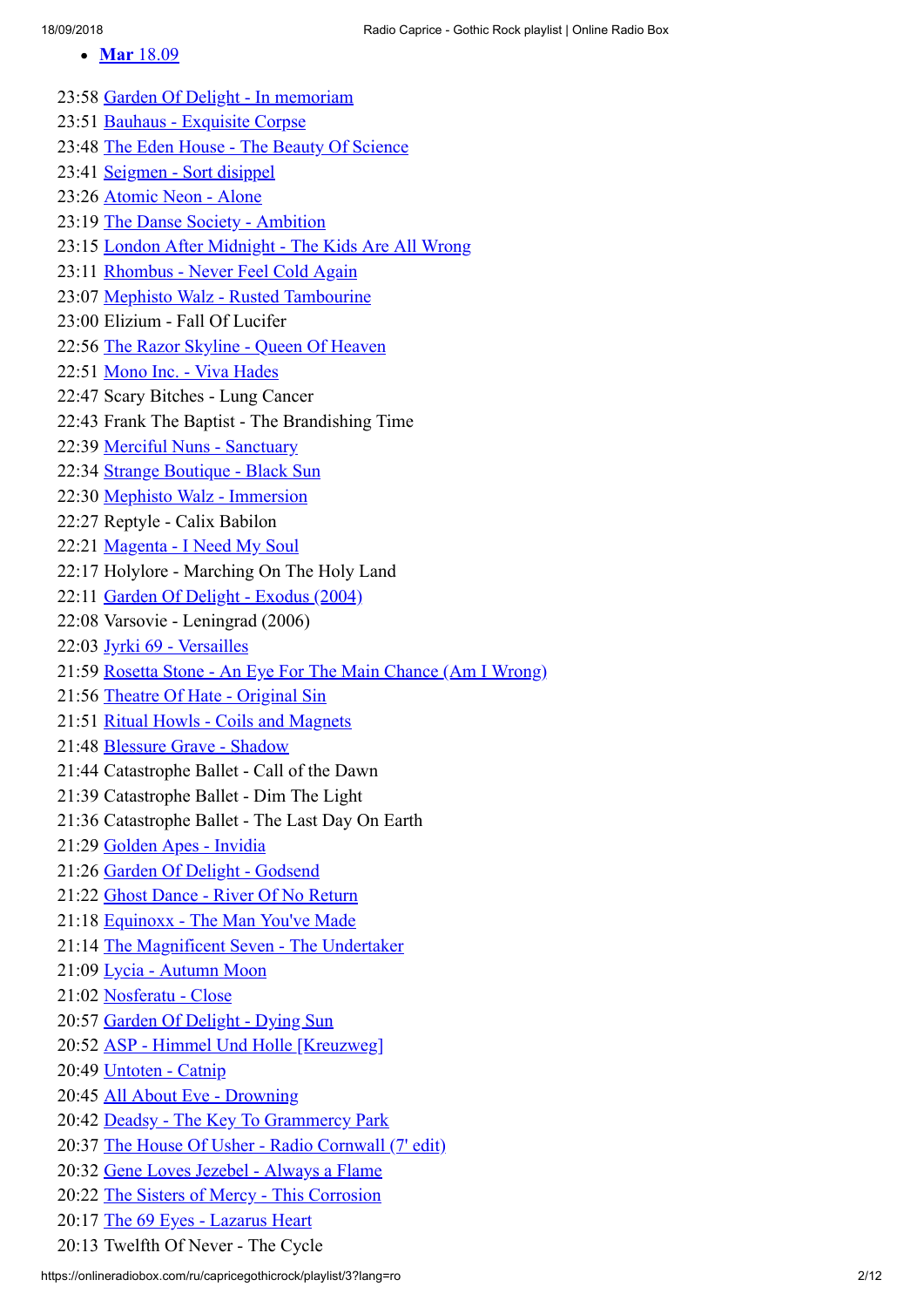- **Mar** 18.09

23:58 Garden Of Delight - In memoriam
23:51 Bauhaus - Exquisite Corpse
23:48 The Eden House - The Beauty Of Science
23:41 Seigmen - Sort disippel
23:26 Atomic Neon - Alone
23:19 The Danse Society - Ambition
23:15 London After Midnight - The Kids Are All Wrong
23:11 Rhombus - Never Feel Cold Again
23:07 Mephisto Walz - Rusted Tambourine
23:00 Elizium - Fall Of Lucifer
22:56 The Razor Skyline - Queen Of Heaven
22:51 Mono Inc. - Viva Hades
22:47 Scary Bitches - Lung Cancer
22:43 Frank The Baptist - The Brandishing Time
22:39 Merciful Nuns - Sanctuary
22:34 Strange Boutique - Black Sun
22:30 Mephisto Walz - Immersion
22:27 Reptyle - Calix Babilon
22:21 Magenta - I Need My Soul
22:17 Holylore - Marching On The Holy Land
22:11 Garden Of Delight - Exodus (2004)
22:08 Varsovie - Leningrad (2006)
22:03 Jyrki 69 - Versailles
21:59 Rosetta Stone - An Eye For The Main Chance (Am I Wrong)
21:56 Theatre Of Hate - Original Sin
21:51 Ritual Howls - Coils and Magnets
21:48 Blessure Grave - Shadow
21:44 Catastrophe Ballet - Call of the Dawn
21:39 Catastrophe Ballet - Dim The Light
21:36 Catastrophe Ballet - The Last Day On Earth
21:29 Golden Apes - Invidia
21:26 Garden Of Delight - Godsend
21:22 Ghost Dance - River Of No Return
21:18 Equinoxx - The Man You've Made
21:14 The Magnificent Seven - The Undertaker
21:09 Lycia - Autumn Moon
21:02 Nosferatu - Close
20:57 Garden Of Delight - Dying Sun
20:52 ASP - Himmel Und Holle [Kreuzweg]
20:49 Untoten - Catnip
20:45 All About Eve - Drowning
20:42 Deadsy - The Key To Grammercy Park
20:37 The House Of Usher - Radio Cornwall (7' edit)
20:32 Gene Loves Jezebel - Always a Flame
20:22 The Sisters of Mercy - This Corrosion
20:17 The 69 Eyes - Lazarus Heart
20:13 Twelfth Of Never - The Cycle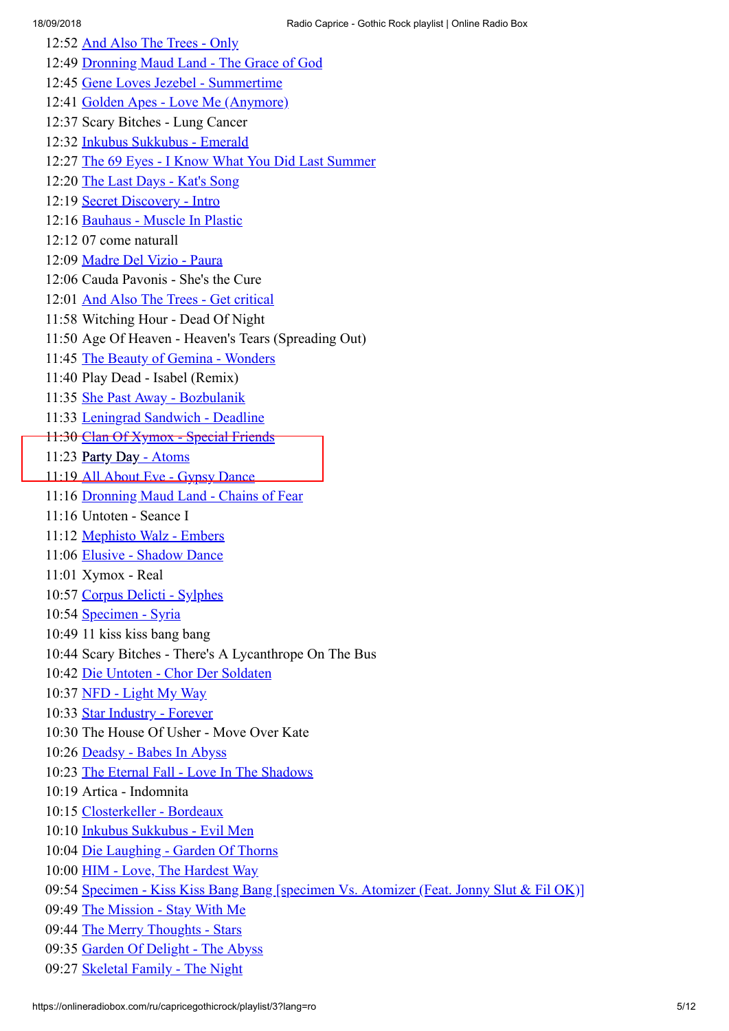12:52 And Also The Trees - Only
12:49 Dronning Maud Land - The Grace of God
12:45 Gene Loves Jezebel - Summertime
12:41 Golden Apes - Love Me (Anymore)
12:37 Scary Bitches - Lung Cancer
12:32 Inkubus Sukkubus - Emerald
12:27 The 69 Eyes - I Know What You Did Last Summer
12:20 The Last Days - Kat's Song
12:19 Secret Discovery - Intro
12:16 Bauhaus - Muscle In Plastic
12:12 07 come naturall
12:09 Madre Del Vizio - Paura
12:06 Cauda Pavonis - She's the Cure
12:01 And Also The Trees - Get critical
11:58 Witching Hour - Dead Of Night
11:50 Age Of Heaven - Heaven's Tears (Spreading Out)
11:45 The Beauty of Gemina - Wonders
11:40 Play Dead - Isabel (Remix)
11:35 She Past Away - Bozbulanik
11:33 Leningrad Sandwich - Deadline
11:30 Clan Of Xymox - Special Friends
11:23 Party Day - Atoms
11:19 All About Eve - Gypsy Dance
11:16 Dronning Maud Land - Chains of Fear
11:16 Untoten - Seance I
11:12 Mephisto Walz - Embers
11:06 Elusive - Shadow Dance
11:01 Xymox - Real
10:57 Corpus Delicti - Sylphes
10:54 Specimen - Syria
10:49 11 kiss kiss bang bang
10:44 Scary Bitches - There's A Lycanthrope On The Bus
10:42 Die Untoten - Chor Der Soldaten
10:37 NFD - Light My Way
10:33 Star Industry - Forever
10:30 The House Of Usher - Move Over Kate
10:26 Deadsy - Babes In Abyss
10:23 The Eternal Fall - Love In The Shadows
10:19 Artica - Indomnita
10:15 Closterkeller - Bordeaux
10:10 Inkubus Sukkubus - Evil Men
10:04 Die Laughing - Garden Of Thorns
10:00 HIM - Love, The Hardest Way
09:54 Specimen - Kiss Kiss Bang Bang [specimen Vs. Atomizer (Feat. Jonny Slut & Fil OK)]
09:49 The Mission - Stay With Me
09:44 The Merry Thoughts - Stars
09:35 Garden Of Delight - The Abyss
09:27 Skeletal Family - The Night